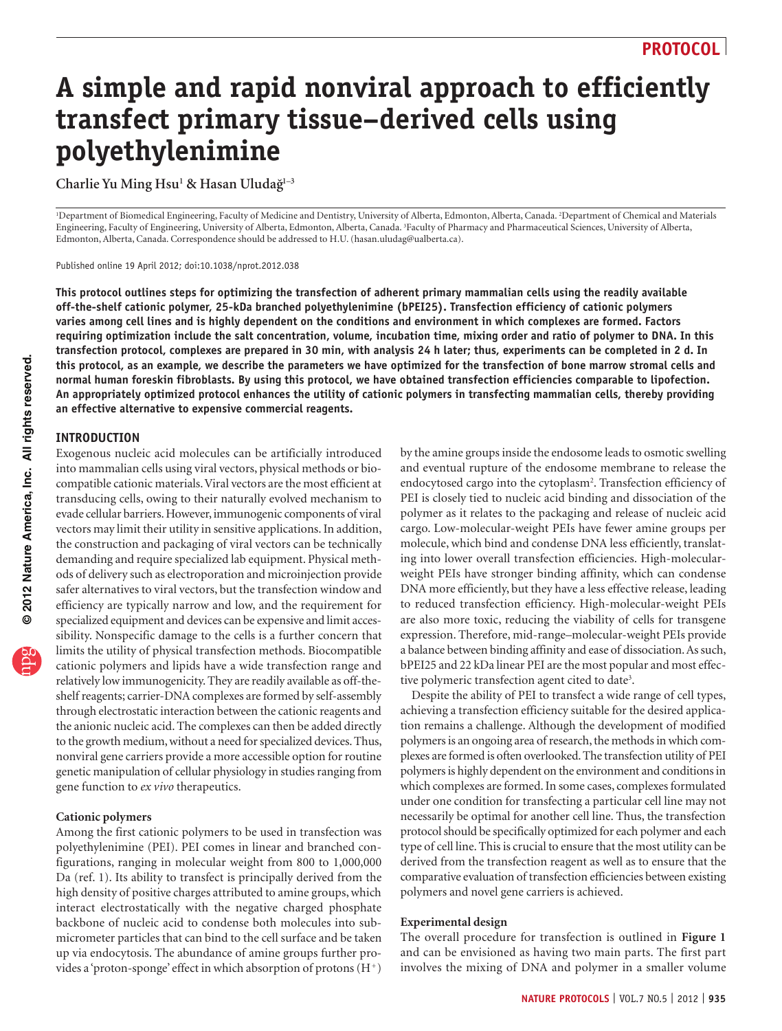PROTOCOL

# A simple and rapid nonviral approach to efficiently transfect primary tissue–derived cells using polyethylenimine

Charlie Yu Ming Hsu[1] & Hasan Uludağ[1–3]

[1]Department of Biomedical Engineering, Faculty of Medicine and Dentistry, University of Alberta, Edmonton, Alberta, Canada. [2]Department of Chemical and Materials Engineering, Faculty of Engineering, University of Alberta, Edmonton, Alberta, Canada. [3]Faculty of Pharmacy and Pharmaceutical Sciences, University of Alberta, Edmonton, Alberta, Canada. Correspondence should be addressed to H.U. (hasan.uludag@ualberta.ca).

Published online 19 April 2012; doi:10.1038/nprot.2012.038

**This protocol outlines steps for optimizing the transfection of adherent primary mammalian cells using the readily available off-the-shelf cationic polymer, 25-kDa branched polyethylenimine (bPEI25). Transfection efficiency of cationic polymers varies among cell lines and is highly dependent on the conditions and environment in which complexes are formed. Factors requiring optimization include the salt concentration, volume, incubation time, mixing order and ratio of polymer to DNA. In this transfection protocol, complexes are prepared in 30 min, with analysis 24 h later; thus, experiments can be completed in 2 d. In this protocol, as an example, we describe the parameters we have optimized for the transfection of bone marrow stromal cells and normal human foreskin fibroblasts. By using this protocol, we have obtained transfection efficiencies comparable to lipofection. An appropriately optimized protocol enhances the utility of cationic polymers in transfecting mammalian cells, thereby providing an effective alternative to expensive commercial reagents.**

## INTRODUCTION

Exogenous nucleic acid molecules can be artificially introduced into mammalian cells using viral vectors, physical methods or biocompatible cationic materials. Viral vectors are the most efficient at transducing cells, owing to their naturally evolved mechanism to evade cellular barriers. However, immunogenic components of viral vectors may limit their utility in sensitive applications. In addition, the construction and packaging of viral vectors can be technically demanding and require specialized lab equipment. Physical methods of delivery such as electroporation and microinjection provide safer alternatives to viral vectors, but the transfection window and efficiency are typically narrow and low, and the requirement for specialized equipment and devices can be expensive and limit accessibility. Nonspecific damage to the cells is a further concern that limits the utility of physical transfection methods. Biocompatible cationic polymers and lipids have a wide transfection range and relatively low immunogenicity. They are readily available as off-the-shelf reagents; carrier-DNA complexes are formed by self-assembly through electrostatic interaction between the cationic reagents and the anionic nucleic acid. The complexes can then be added directly to the growth medium, without a need for specialized devices. Thus, nonviral gene carriers provide a more accessible option for routine genetic manipulation of cellular physiology in studies ranging from gene function to *ex vivo* therapeutics.

### Cationic polymers

Among the first cationic polymers to be used in transfection was polyethylenimine (PEI). PEI comes in linear and branched configurations, ranging in molecular weight from 800 to 1,000,000 Da (ref. 1). Its ability to transfect is principally derived from the high density of positive charges attributed to amine groups, which interact electrostatically with the negative charged phosphate backbone of nucleic acid to condense both molecules into submicrometer particles that can bind to the cell surface and be taken up via endocytosis. The abundance of amine groups further provides a 'proton-sponge' effect in which absorption of protons ($H^+$) by the amine groups inside the endosome leads to osmotic swelling and eventual rupture of the endosome membrane to release the endocytosed cargo into the cytoplasm[2]. Transfection efficiency of PEI is closely tied to nucleic acid binding and dissociation of the polymer as it relates to the packaging and release of nucleic acid cargo. Low-molecular-weight PEIs have fewer amine groups per molecule, which bind and condense DNA less efficiently, translating into lower overall transfection efficiencies. High-molecular-weight PEIs have stronger binding affinity, which can condense DNA more efficiently, but they have a less effective release, leading to reduced transfection efficiency. High-molecular-weight PEIs are also more toxic, reducing the viability of cells for transgene expression. Therefore, mid-range–molecular-weight PEIs provide a balance between binding affinity and ease of dissociation. As such, bPEI25 and 22 kDa linear PEI are the most popular and most effective polymeric transfection agent cited to date[3].

Despite the ability of PEI to transfect a wide range of cell types, achieving a transfection efficiency suitable for the desired application remains a challenge. Although the development of modified polymers is an ongoing area of research, the methods in which complexes are formed is often overlooked. The transfection utility of PEI polymers is highly dependent on the environment and conditions in which complexes are formed. In some cases, complexes formulated under one condition for transfecting a particular cell line may not necessarily be optimal for another cell line. Thus, the transfection protocol should be specifically optimized for each polymer and each type of cell line. This is crucial to ensure that the most utility can be derived from the transfection reagent as well as to ensure that the comparative evaluation of transfection efficiencies between existing polymers and novel gene carriers is achieved.

### Experimental design

The overall procedure for transfection is outlined in **Figure 1** and can be envisioned as having two main parts. The first part involves the mixing of DNA and polymer in a smaller volume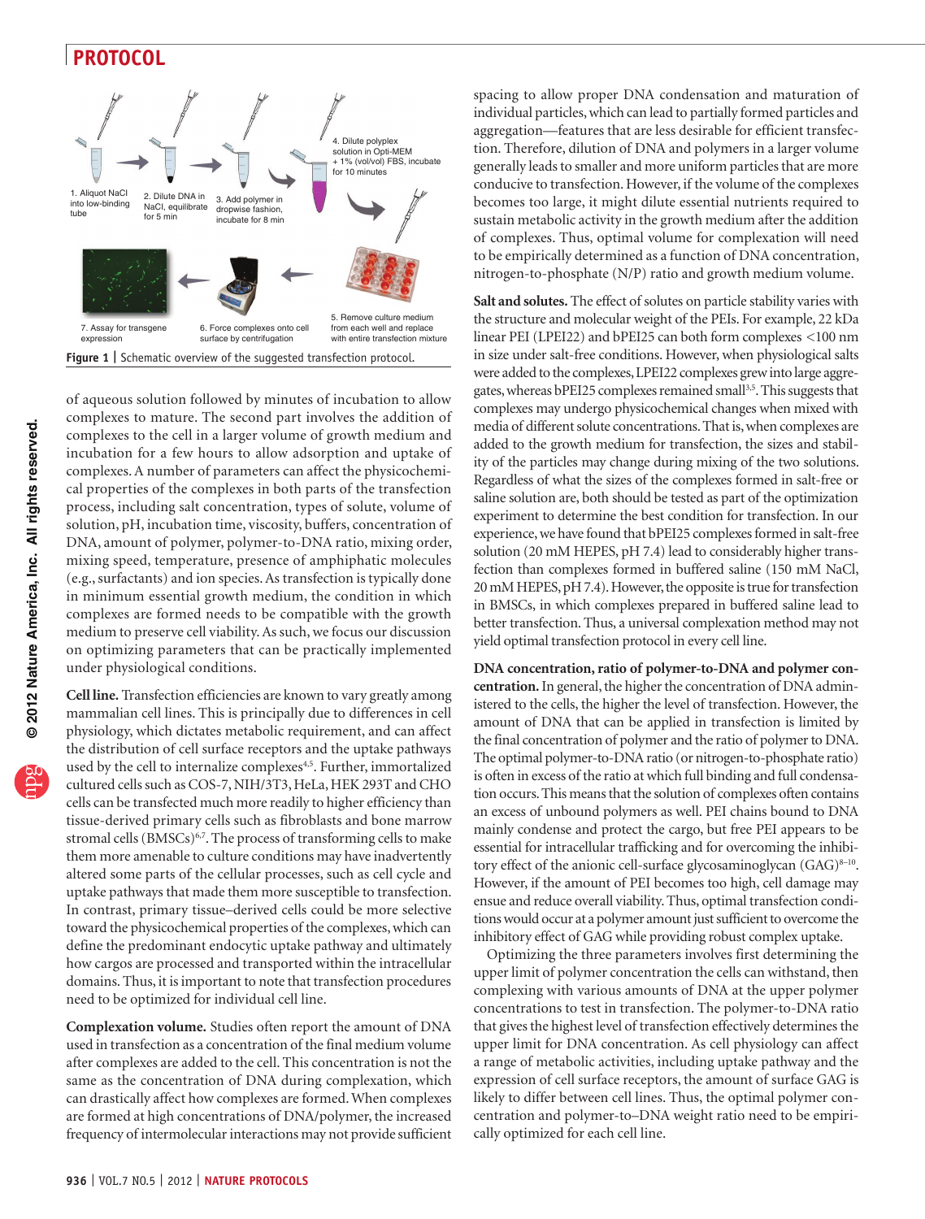Figure 1 | Schematic overview of the suggested transfection protocol.

of aqueous solution followed by minutes of incubation to allow complexes to mature. The second part involves the addition of complexes to the cell in a larger volume of growth medium and incubation for a few hours to allow adsorption and uptake of complexes. A number of parameters can affect the physicochemical properties of the complexes in both parts of the transfection process, including salt concentration, types of solute, volume of solution, pH, incubation time, viscosity, buffers, concentration of DNA, amount of polymer, polymer-to-DNA ratio, mixing order, mixing speed, temperature, presence of amphiphatic molecules (e.g., surfactants) and ion species. As transfection is typically done in minimum essential growth medium, the condition in which complexes are formed needs to be compatible with the growth medium to preserve cell viability. As such, we focus our discussion on optimizing parameters that can be practically implemented under physiological conditions.

**Cell line.** Transfection efficiencies are known to vary greatly among mammalian cell lines. This is principally due to differences in cell physiology, which dictates metabolic requirement, and can affect the distribution of cell surface receptors and the uptake pathways used by the cell to internalize complexes[4,5]. Further, immortalized cultured cells such as COS-7, NIH/3T3, HeLa, HEK 293T and CHO cells can be transfected much more readily to higher efficiency than tissue-derived primary cells such as fibroblasts and bone marrow stromal cells (BMSCs)[6,7]. The process of transforming cells to make them more amenable to culture conditions may have inadvertently altered some parts of the cellular processes, such as cell cycle and uptake pathways that made them more susceptible to transfection. In contrast, primary tissue–derived cells could be more selective toward the physicochemical properties of the complexes, which can define the predominant endocytic uptake pathway and ultimately how cargos are processed and transported within the intracellular domains. Thus, it is important to note that transfection procedures need to be optimized for individual cell line.

**Complexation volume.** Studies often report the amount of DNA used in transfection as a concentration of the final medium volume after complexes are added to the cell. This concentration is not the same as the concentration of DNA during complexation, which can drastically affect how complexes are formed. When complexes are formed at high concentrations of DNA/polymer, the increased frequency of intermolecular interactions may not provide sufficient spacing to allow proper DNA condensation and maturation of individual particles, which can lead to partially formed particles and aggregation—features that are less desirable for efficient transfection. Therefore, dilution of DNA and polymers in a larger volume generally leads to smaller and more uniform particles that are more conducive to transfection. However, if the volume of the complexes becomes too large, it might dilute essential nutrients required to sustain metabolic activity in the growth medium after the addition of complexes. Thus, optimal volume for complexation will need to be empirically determined as a function of DNA concentration, nitrogen-to-phosphate (N/P) ratio and growth medium volume.

**Salt and solutes.** The effect of solutes on particle stability varies with the structure and molecular weight of the PEIs. For example, 22 kDa linear PEI (LPEI22) and bPEI25 can both form complexes <100 nm in size under salt-free conditions. However, when physiological salts were added to the complexes, LPEI22 complexes grew into large aggregates, whereas bPEI25 complexes remained small[3,5]. This suggests that complexes may undergo physicochemical changes when mixed with media of different solute concentrations. That is, when complexes are added to the growth medium for transfection, the sizes and stability of the particles may change during mixing of the two solutions. Regardless of what the sizes of the complexes formed in salt-free or saline solution are, both should be tested as part of the optimization experiment to determine the best condition for transfection. In our experience, we have found that bPEI25 complexes formed in salt-free solution (20 mM HEPES, pH 7.4) lead to considerably higher transfection than complexes formed in buffered saline (150 mM NaCl, 20 mM HEPES, pH 7.4). However, the opposite is true for transfection in BMSCs, in which complexes prepared in buffered saline lead to better transfection. Thus, a universal complexation method may not yield optimal transfection protocol in every cell line.

**DNA concentration, ratio of polymer-to-DNA and polymer concentration.** In general, the higher the concentration of DNA administered to the cells, the higher the level of transfection. However, the amount of DNA that can be applied in transfection is limited by the final concentration of polymer and the ratio of polymer to DNA. The optimal polymer-to-DNA ratio (or nitrogen-to-phosphate ratio) is often in excess of the ratio at which full binding and full condensation occurs. This means that the solution of complexes often contains an excess of unbound polymers as well. PEI chains bound to DNA mainly condense and protect the cargo, but free PEI appears to be essential for intracellular trafficking and for overcoming the inhibitory effect of the anionic cell-surface glycosaminoglycan (GAG)[8–10]. However, if the amount of PEI becomes too high, cell damage may ensue and reduce overall viability. Thus, optimal transfection conditions would occur at a polymer amount just sufficient to overcome the inhibitory effect of GAG while providing robust complex uptake.

Optimizing the three parameters involves first determining the upper limit of polymer concentration the cells can withstand, then complexing with various amounts of DNA at the upper polymer concentrations to test in transfection. The polymer-to-DNA ratio that gives the highest level of transfection effectively determines the upper limit for DNA concentration. As cell physiology can affect a range of metabolic activities, including uptake pathway and the expression of cell surface receptors, the amount of surface GAG is likely to differ between cell lines. Thus, the optimal polymer concentration and polymer-to–DNA weight ratio need to be empirically optimized for each cell line.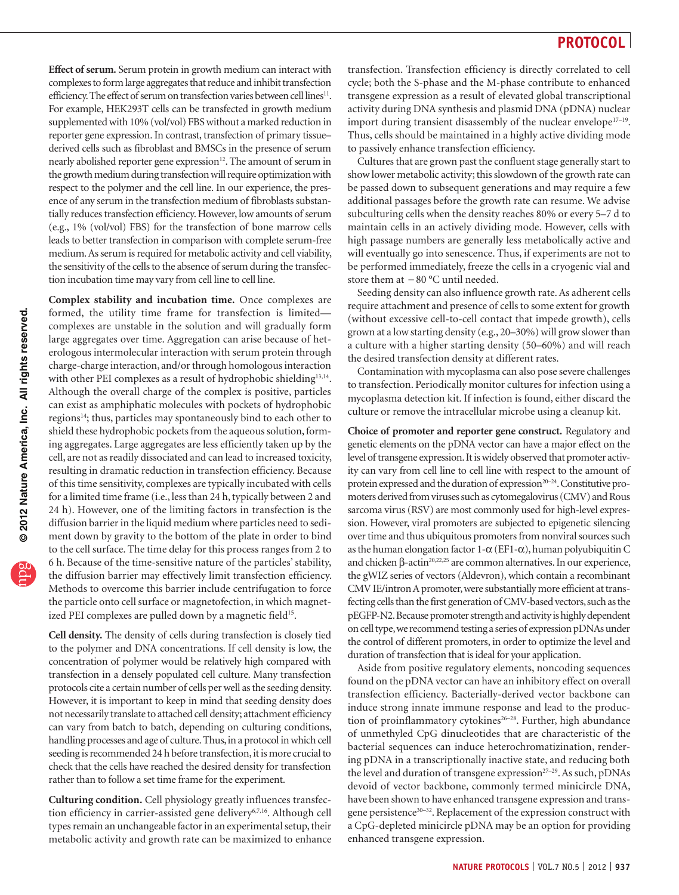**Effect of serum.** Serum protein in growth medium can interact with complexes to form large aggregates that reduce and inhibit transfection efficiency. The effect of serum on transfection varies between cell lines[11]. For example, HEK293T cells can be transfected in growth medium supplemented with 10% (vol/vol) FBS without a marked reduction in reporter gene expression. In contrast, transfection of primary tissue–derived cells such as fibroblast and BMSCs in the presence of serum nearly abolished reporter gene expression[12]. The amount of serum in the growth medium during transfection will require optimization with respect to the polymer and the cell line. In our experience, the presence of any serum in the transfection medium of fibroblasts substantially reduces transfection efficiency. However, low amounts of serum (e.g., 1% (vol/vol) FBS) for the transfection of bone marrow cells leads to better transfection in comparison with complete serum-free medium. As serum is required for metabolic activity and cell viability, the sensitivity of the cells to the absence of serum during the transfection incubation time may vary from cell line to cell line.

**Complex stability and incubation time.** Once complexes are formed, the utility time frame for transfection is limited—complexes are unstable in the solution and will gradually form large aggregates over time. Aggregation can arise because of heterologous intermolecular interaction with serum protein through charge-charge interaction, and/or through homologous interaction with other PEI complexes as a result of hydrophobic shielding[13,14]. Although the overall charge of the complex is positive, particles can exist as amphiphatic molecules with pockets of hydrophobic regions[14]; thus, particles may spontaneously bind to each other to shield these hydrophobic pockets from the aqueous solution, forming aggregates. Large aggregates are less efficiently taken up by the cell, are not as readily dissociated and can lead to increased toxicity, resulting in dramatic reduction in transfection efficiency. Because of this time sensitivity, complexes are typically incubated with cells for a limited time frame (i.e., less than 24 h, typically between 2 and 24 h). However, one of the limiting factors in transfection is the diffusion barrier in the liquid medium where particles need to sediment down by gravity to the bottom of the plate in order to bind to the cell surface. The time delay for this process ranges from 2 to 6 h. Because of the time-sensitive nature of the particles' stability, the diffusion barrier may effectively limit transfection efficiency. Methods to overcome this barrier include centrifugation to force the particle onto cell surface or magnetofection, in which magnetized PEI complexes are pulled down by a magnetic field[15].

**Cell density.** The density of cells during transfection is closely tied to the polymer and DNA concentrations. If cell density is low, the concentration of polymer would be relatively high compared with transfection in a densely populated cell culture. Many transfection protocols cite a certain number of cells per well as the seeding density. However, it is important to keep in mind that seeding density does not necessarily translate to attached cell density; attachment efficiency can vary from batch to batch, depending on culturing conditions, handling processes and age of culture. Thus, in a protocol in which cell seeding is recommended 24 h before transfection, it is more crucial to check that the cells have reached the desired density for transfection rather than to follow a set time frame for the experiment.

**Culturing condition.** Cell physiology greatly influences transfection efficiency in carrier-assisted gene delivery[6,7,16]. Although cell types remain an unchangeable factor in an experimental setup, their metabolic activity and growth rate can be maximized to enhance transfection. Transfection efficiency is directly correlated to cell cycle; both the S-phase and the M-phase contribute to enhanced transgene expression as a result of elevated global transcriptional activity during DNA synthesis and plasmid DNA (pDNA) nuclear import during transient disassembly of the nuclear envelope[17–19]. Thus, cells should be maintained in a highly active dividing mode to passively enhance transfection efficiency.

Cultures that are grown past the confluent stage generally start to show lower metabolic activity; this slowdown of the growth rate can be passed down to subsequent generations and may require a few additional passages before the growth rate can resume. We advise subculturing cells when the density reaches 80% or every 5–7 d to maintain cells in an actively dividing mode. However, cells with high passage numbers are generally less metabolically active and will eventually go into senescence. Thus, if experiments are not to be performed immediately, freeze the cells in a cryogenic vial and store them at −80 °C until needed.

Seeding density can also influence growth rate. As adherent cells require attachment and presence of cells to some extent for growth (without excessive cell-to-cell contact that impede growth), cells grown at a low starting density (e.g., 20–30%) will grow slower than a culture with a higher starting density (50–60%) and will reach the desired transfection density at different rates.

Contamination with mycoplasma can also pose severe challenges to transfection. Periodically monitor cultures for infection using a mycoplasma detection kit. If infection is found, either discard the culture or remove the intracellular microbe using a cleanup kit.

**Choice of promoter and reporter gene construct.** Regulatory and genetic elements on the pDNA vector can have a major effect on the level of transgene expression. It is widely observed that promoter activity can vary from cell line to cell line with respect to the amount of protein expressed and the duration of expression[20–24]. Constitutive promoters derived from viruses such as cytomegalovirus (CMV) and Rous sarcoma virus (RSV) are most commonly used for high-level expression. However, viral promoters are subjected to epigenetic silencing over time and thus ubiquitous promoters from nonviral sources such as the human elongation factor 1-$\alpha$ (EF1-$\alpha$), human polyubiquitin C and chicken $\beta$-actin[20,22,25] are common alternatives. In our experience, the gWIZ series of vectors (Aldevron), which contain a recombinant CMV IE/intron A promoter, were substantially more efficient at transfecting cells than the first generation of CMV-based vectors, such as the pEGFP-N2. Because promoter strength and activity is highly dependent on cell type, we recommend testing a series of expression pDNAs under the control of different promoters, in order to optimize the level and duration of transfection that is ideal for your application.

Aside from positive regulatory elements, noncoding sequences found on the pDNA vector can have an inhibitory effect on overall transfection efficiency. Bacterially-derived vector backbone can induce strong innate immune response and lead to the production of proinflammatory cytokines[26–28]. Further, high abundance of unmethyled CpG dinucleotides that are characteristic of the bacterial sequences can induce heterochromatizination, rendering pDNA in a transcriptionally inactive state, and reducing both the level and duration of transgene expression[27–29]. As such, pDNAs devoid of vector backbone, commonly termed minicircle DNA, have been shown to have enhanced transgene expression and transgene persistence[30–32]. Replacement of the expression construct with a CpG-depleted minicircle pDNA may be an option for providing enhanced transgene expression.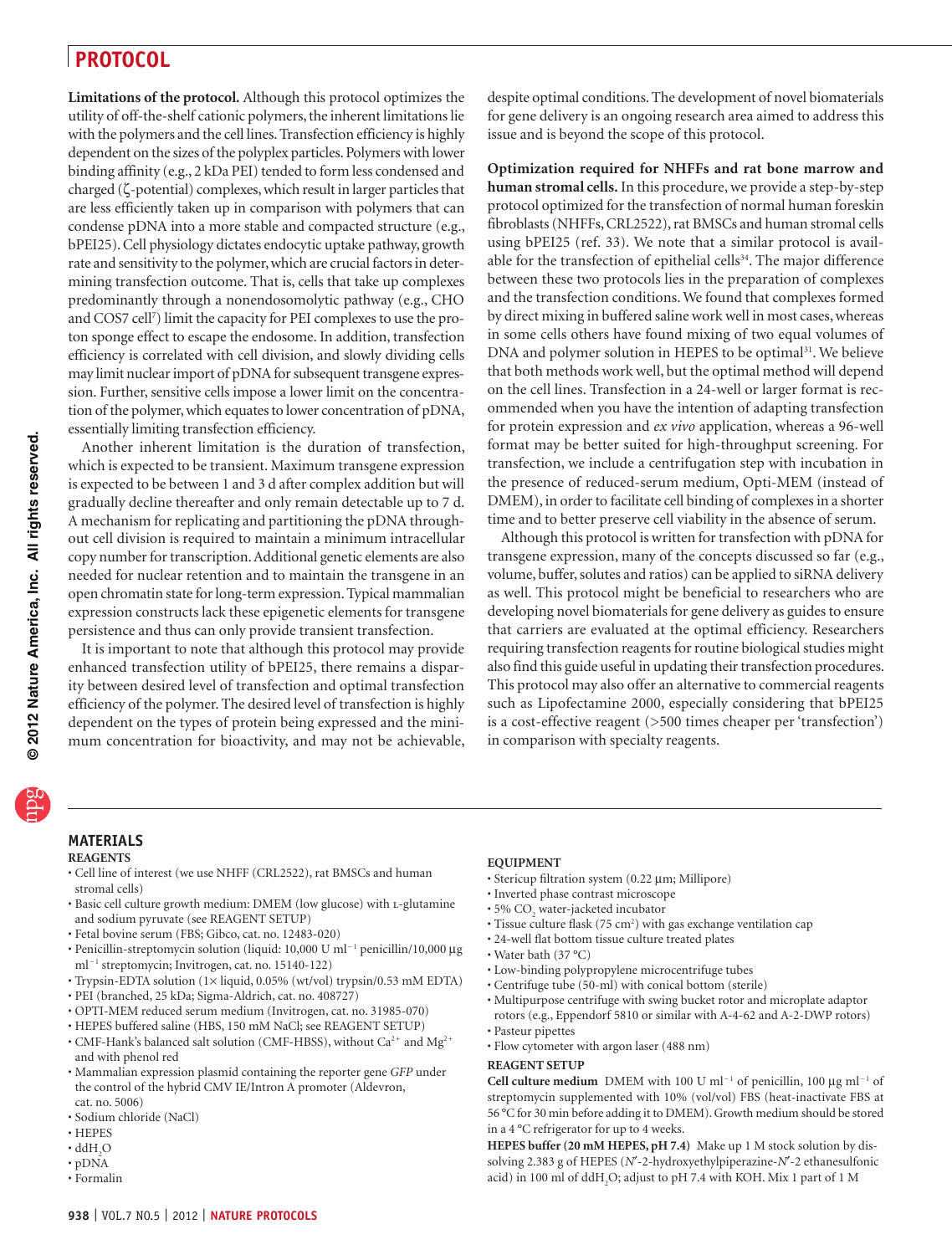**Limitations of the protocol.** Although this protocol optimizes the utility of off-the-shelf cationic polymers, the inherent limitations lie with the polymers and the cell lines. Transfection efficiency is highly dependent on the sizes of the polyplex particles. Polymers with lower binding affinity (e.g., 2 kDa PEI) tended to form less condensed and charged (ζ-potential) complexes, which result in larger particles that are less efficiently taken up in comparison with polymers that can condense pDNA into a more stable and compacted structure (e.g., bPEI25). Cell physiology dictates endocytic uptake pathway, growth rate and sensitivity to the polymer, which are crucial factors in determining transfection outcome. That is, cells that take up complexes predominantly through a nonendosomolytic pathway (e.g., CHO and COS7 cell[7]) limit the capacity for PEI complexes to use the proton sponge effect to escape the endosome. In addition, transfection efficiency is correlated with cell division, and slowly dividing cells may limit nuclear import of pDNA for subsequent transgene expression. Further, sensitive cells impose a lower limit on the concentration of the polymer, which equates to lower concentration of pDNA, essentially limiting transfection efficiency.

Another inherent limitation is the duration of transfection, which is expected to be transient. Maximum transgene expression is expected to be between 1 and 3 d after complex addition but will gradually decline thereafter and only remain detectable up to 7 d. A mechanism for replicating and partitioning the pDNA throughout cell division is required to maintain a minimum intracellular copy number for transcription. Additional genetic elements are also needed for nuclear retention and to maintain the transgene in an open chromatin state for long-term expression. Typical mammalian expression constructs lack these epigenetic elements for transgene persistence and thus can only provide transient transfection.

It is important to note that although this protocol may provide enhanced transfection utility of bPEI25, there remains a disparity between desired level of transfection and optimal transfection efficiency of the polymer. The desired level of transfection is highly dependent on the types of protein being expressed and the minimum concentration for bioactivity, and may not be achievable, despite optimal conditions. The development of novel biomaterials for gene delivery is an ongoing research area aimed to address this issue and is beyond the scope of this protocol.

**Optimization required for NHFFs and rat bone marrow and human stromal cells.** In this procedure, we provide a step-by-step protocol optimized for the transfection of normal human foreskin fibroblasts (NHFFs, CRL2522), rat BMSCs and human stromal cells using bPEI25 (ref. 33). We note that a similar protocol is available for the transfection of epithelial cells[34]. The major difference between these two protocols lies in the preparation of complexes and the transfection conditions. We found that complexes formed by direct mixing in buffered saline work well in most cases, whereas in some cells others have found mixing of two equal volumes of DNA and polymer solution in HEPES to be optimal[31]. We believe that both methods work well, but the optimal method will depend on the cell lines. Transfection in a 24-well or larger format is recommended when you have the intention of adapting transfection for protein expression and *ex vivo* application, whereas a 96-well format may be better suited for high-throughput screening. For transfection, we include a centrifugation step with incubation in the presence of reduced-serum medium, Opti-MEM (instead of DMEM), in order to facilitate cell binding of complexes in a shorter time and to better preserve cell viability in the absence of serum.

Although this protocol is written for transfection with pDNA for transgene expression, many of the concepts discussed so far (e.g., volume, buffer, solutes and ratios) can be applied to siRNA delivery as well. This protocol might be beneficial to researchers who are developing novel biomaterials for gene delivery as guides to ensure that carriers are evaluated at the optimal efficiency. Researchers requiring transfection reagents for routine biological studies might also find this guide useful in updating their transfection procedures. This protocol may also offer an alternative to commercial reagents such as Lipofectamine 2000, especially considering that bPEI25 is a cost-effective reagent (>500 times cheaper per 'transfection') in comparison with specialty reagents.

## MATERIALS

### REAGENTS

- Cell line of interest (we use NHFF (CRL2522), rat BMSCs and human stromal cells)
- Basic cell culture growth medium: DMEM (low glucose) with L-glutamine and sodium pyruvate (see REAGENT SETUP)
- Fetal bovine serum (FBS; Gibco, cat. no. 12483-020)
- Penicillin-streptomycin solution (liquid: 10,000 U $ml^{-1}$ penicillin/10,000 μg $ml^{-1}$ streptomycin; Invitrogen, cat. no. 15140-122)
- Trypsin-EDTA solution (1× liquid, 0.05% (wt/vol) trypsin/0.53 mM EDTA)
- PEI (branched, 25 kDa; Sigma-Aldrich, cat. no. 408727)
- OPTI-MEM reduced serum medium (Invitrogen, cat. no. 31985-070)
- HEPES buffered saline (HBS, 150 mM NaCl; see REAGENT SETUP)
- CMF-Hank's balanced salt solution (CMF-HBSS), without $Ca^{2+}$ and $Mg^{2+}$ and with phenol red
- Mammalian expression plasmid containing the reporter gene *GFP* under the control of the hybrid CMV IE/Intron A promoter (Aldevron, cat. no. 5006)
- Sodium chloride (NaCl)
- HEPES
- $ddH_2O$
- pDNA
- Formalin

### EQUIPMENT

- Stericup filtration system (0.22 μm; Millipore)
- Inverted phase contrast microscope
- 5% $CO_2$ water-jacketed incubator
- Tissue culture flask (75 $cm^2$) with gas exchange ventilation cap
- 24-well flat bottom tissue culture treated plates
- Water bath (37 °C)
- Low-binding polypropylene microcentrifuge tubes
- Centrifuge tube (50-ml) with conical bottom (sterile)
- Multipurpose centrifuge with swing bucket rotor and microplate adaptor rotors (e.g., Eppendorf 5810 or similar with A-4-62 and A-2-DWP rotors)
- Pasteur pipettes
- Flow cytometer with argon laser (488 nm)

### REAGENT SETUP

**Cell culture medium** DMEM with 100 U $ml^{-1}$ of penicillin, 100 μg $ml^{-1}$ of streptomycin supplemented with 10% (vol/vol) FBS (heat-inactivate FBS at 56 °C for 30 min before adding it to DMEM). Growth medium should be stored in a 4 °C refrigerator for up to 4 weeks.

**HEPES buffer (20 mM HEPES, pH 7.4)** Make up 1 M stock solution by dissolving 2.383 g of HEPES (*N*′-2-hydroxyethylpiperazine-*N*′-2 ethanesulfonic acid) in 100 ml of $ddH_2O$; adjust to pH 7.4 with KOH. Mix 1 part of 1 M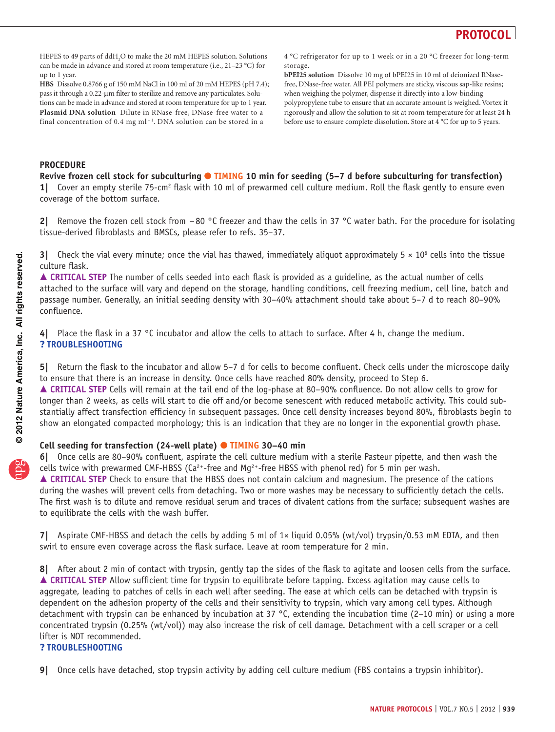HEPES to 49 parts of $ddH_2O$ to make the 20 mM HEPES solution. Solutions can be made in advance and stored at room temperature (i.e., 21–23 °C) for up to 1 year.

**HBS** Dissolve 0.8766 g of 150 mM NaCl in 100 ml of 20 mM HEPES (pH 7.4); pass it through a 0.22-μm filter to sterilize and remove any particulates. Solutions can be made in advance and stored at room temperature for up to 1 year.

**Plasmid DNA solution** Dilute in RNase-free, DNase-free water to a final concentration of 0.4 mg $ml^{-1}$. DNA solution can be stored in a 4 °C refrigerator for up to 1 week or in a 20 °C freezer for long-term storage.

**bPEI25 solution** Dissolve 10 mg of bPEI25 in 10 ml of deionized RNase-free, DNase-free water. All PEI polymers are sticky, viscous sap-like resins; when weighing the polymer, dispense it directly into a low-binding polypropylene tube to ensure that an accurate amount is weighed. Vortex it rigorously and allow the solution to sit at room temperature for at least 24 h before use to ensure complete dissolution. Store at 4 °C for up to 5 years.

## PROCEDURE

### Revive frozen cell stock for subculturing ● TIMING 10 min for seeding (5–7 d before subculturing for transfection)

**1|** Cover an empty sterile 75-$cm^2$ flask with 10 ml of prewarmed cell culture medium. Roll the flask gently to ensure even coverage of the bottom surface.

**2|** Remove the frozen cell stock from −80 °C freezer and thaw the cells in 37 °C water bath. For the procedure for isolating tissue-derived fibroblasts and BMSCs, please refer to refs. 35–37.

**3|** Check the vial every minute; once the vial has thawed, immediately aliquot approximately $5 \times 10^6$ cells into the tissue culture flask.

▲ **CRITICAL STEP** The number of cells seeded into each flask is provided as a guideline, as the actual number of cells attached to the surface will vary and depend on the storage, handling conditions, cell freezing medium, cell line, batch and passage number. Generally, an initial seeding density with 30–40% attachment should take about 5–7 d to reach 80–90% confluence.

**4|** Place the flask in a 37 °C incubator and allow the cells to attach to surface. After 4 h, change the medium.

**? TROUBLESHOOTING**

**5|** Return the flask to the incubator and allow 5–7 d for cells to become confluent. Check cells under the microscope daily to ensure that there is an increase in density. Once cells have reached 80% density, proceed to Step 6.

▲ **CRITICAL STEP** Cells will remain at the tail end of the log-phase at 80–90% confluence. Do not allow cells to grow for longer than 2 weeks, as cells will start to die off and/or become senescent with reduced metabolic activity. This could substantially affect transfection efficiency in subsequent passages. Once cell density increases beyond 80%, fibroblasts begin to show an elongated compacted morphology; this is an indication that they are no longer in the exponential growth phase.

### Cell seeding for transfection (24-well plate) ● TIMING 30–40 min

**6|** Once cells are 80–90% confluent, aspirate the cell culture medium with a sterile Pasteur pipette, and then wash the cells twice with prewarmed CMF-HBSS ($Ca^{2+}$-free and $Mg^{2+}$-free HBSS with phenol red) for 5 min per wash.

▲ **CRITICAL STEP** Check to ensure that the HBSS does not contain calcium and magnesium. The presence of the cations during the washes will prevent cells from detaching. Two or more washes may be necessary to sufficiently detach the cells. The first wash is to dilute and remove residual serum and traces of divalent cations from the surface; subsequent washes are to equilibrate the cells with the wash buffer.

**7|** Aspirate CMF-HBSS and detach the cells by adding 5 ml of 1× liquid 0.05% (wt/vol) trypsin/0.53 mM EDTA, and then swirl to ensure even coverage across the flask surface. Leave at room temperature for 2 min.

**8|** After about 2 min of contact with trypsin, gently tap the sides of the flask to agitate and loosen cells from the surface.

▲ **CRITICAL STEP** Allow sufficient time for trypsin to equilibrate before tapping. Excess agitation may cause cells to aggregate, leading to patches of cells in each well after seeding. The ease at which cells can be detached with trypsin is dependent on the adhesion property of the cells and their sensitivity to trypsin, which vary among cell types. Although detachment with trypsin can be enhanced by incubation at 37 °C, extending the incubation time (2–10 min) or using a more concentrated trypsin (0.25% (wt/vol)) may also increase the risk of cell damage. Detachment with a cell scraper or a cell lifter is NOT recommended.

**? TROUBLESHOOTING**

**9|** Once cells have detached, stop trypsin activity by adding cell culture medium (FBS contains a trypsin inhibitor).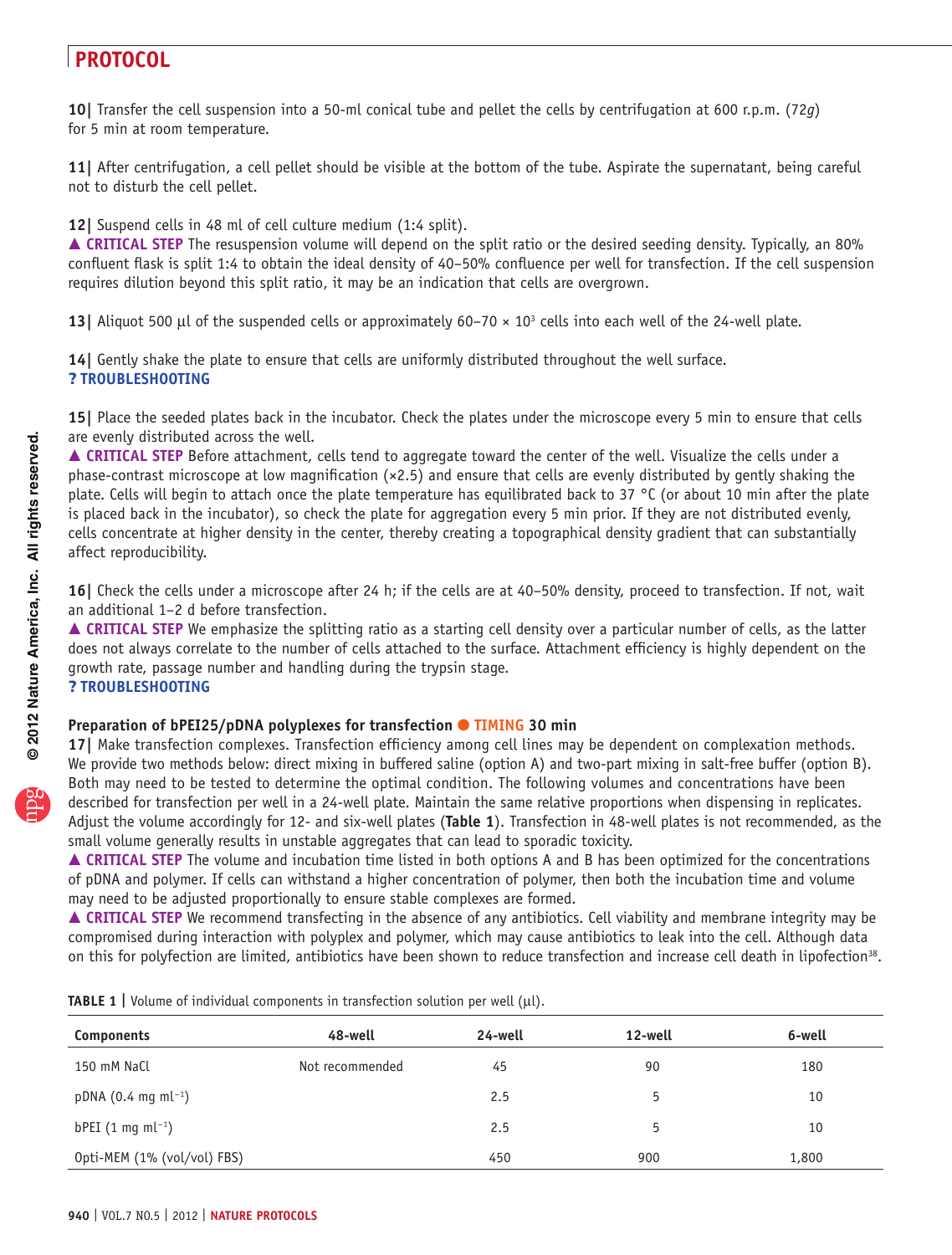**10|** Transfer the cell suspension into a 50-ml conical tube and pellet the cells by centrifugation at 600 r.p.m. (72*g*) for 5 min at room temperature.

**11|** After centrifugation, a cell pellet should be visible at the bottom of the tube. Aspirate the supernatant, being careful not to disturb the cell pellet.

**12|** Suspend cells in 48 ml of cell culture medium (1:4 split).
▲ **CRITICAL STEP** The resuspension volume will depend on the split ratio or the desired seeding density. Typically, an 80% confluent flask is split 1:4 to obtain the ideal density of 40–50% confluence per well for transfection. If the cell suspension requires dilution beyond this split ratio, it may be an indication that cells are overgrown.

**13|** Aliquot 500 μl of the suspended cells or approximately 60–70 × $10^3$ cells into each well of the 24-well plate.

**14|** Gently shake the plate to ensure that cells are uniformly distributed throughout the well surface.
**? TROUBLESHOOTING**

**15|** Place the seeded plates back in the incubator. Check the plates under the microscope every 5 min to ensure that cells are evenly distributed across the well.
▲ **CRITICAL STEP** Before attachment, cells tend to aggregate toward the center of the well. Visualize the cells under a phase-contrast microscope at low magnification (×2.5) and ensure that cells are evenly distributed by gently shaking the plate. Cells will begin to attach once the plate temperature has equilibrated back to 37 °C (or about 10 min after the plate is placed back in the incubator), so check the plate for aggregation every 5 min prior. If they are not distributed evenly, cells concentrate at higher density in the center, thereby creating a topographical density gradient that can substantially affect reproducibility.

**16|** Check the cells under a microscope after 24 h; if the cells are at 40–50% density, proceed to transfection. If not, wait an additional 1–2 d before transfection.
▲ **CRITICAL STEP** We emphasize the splitting ratio as a starting cell density over a particular number of cells, as the latter does not always correlate to the number of cells attached to the surface. Attachment efficiency is highly dependent on the growth rate, passage number and handling during the trypsin stage.
**? TROUBLESHOOTING**

### Preparation of bPEI25/pDNA polyplexes for transfection ● TIMING 30 min

**17|** Make transfection complexes. Transfection efficiency among cell lines may be dependent on complexation methods. We provide two methods below: direct mixing in buffered saline (option A) and two-part mixing in salt-free buffer (option B). Both may need to be tested to determine the optimal condition. The following volumes and concentrations have been described for transfection per well in a 24-well plate. Maintain the same relative proportions when dispensing in replicates. Adjust the volume accordingly for 12- and six-well plates (**Table 1**). Transfection in 48-well plates is not recommended, as the small volume generally results in unstable aggregates that can lead to sporadic toxicity.
▲ **CRITICAL STEP** The volume and incubation time listed in both options A and B has been optimized for the concentrations of pDNA and polymer. If cells can withstand a higher concentration of polymer, then both the incubation time and volume may need to be adjusted proportionally to ensure stable complexes are formed.
▲ **CRITICAL STEP** We recommend transfecting in the absence of any antibiotics. Cell viability and membrane integrity may be compromised during interaction with polyplex and polymer, which may cause antibiotics to leak into the cell. Although data on this for polyfection are limited, antibiotics have been shown to reduce transfection and increase cell death in lipofection[38].

**TABLE 1 |** Volume of individual components in transfection solution per well (μl).

| Components | 48-well | 24-well | 12-well | 6-well |
|---|---|---|---|---|
| 150 mM NaCl | Not recommended | 45 | 90 | 180 |
| pDNA (0.4 mg ml$^{-1}$) | | 2.5 | 5 | 10 |
| bPEI (1 mg ml$^{-1}$) | | 2.5 | 5 | 10 |
| Opti-MEM (1% (vol/vol) FBS) | | 450 | 900 | 1,800 |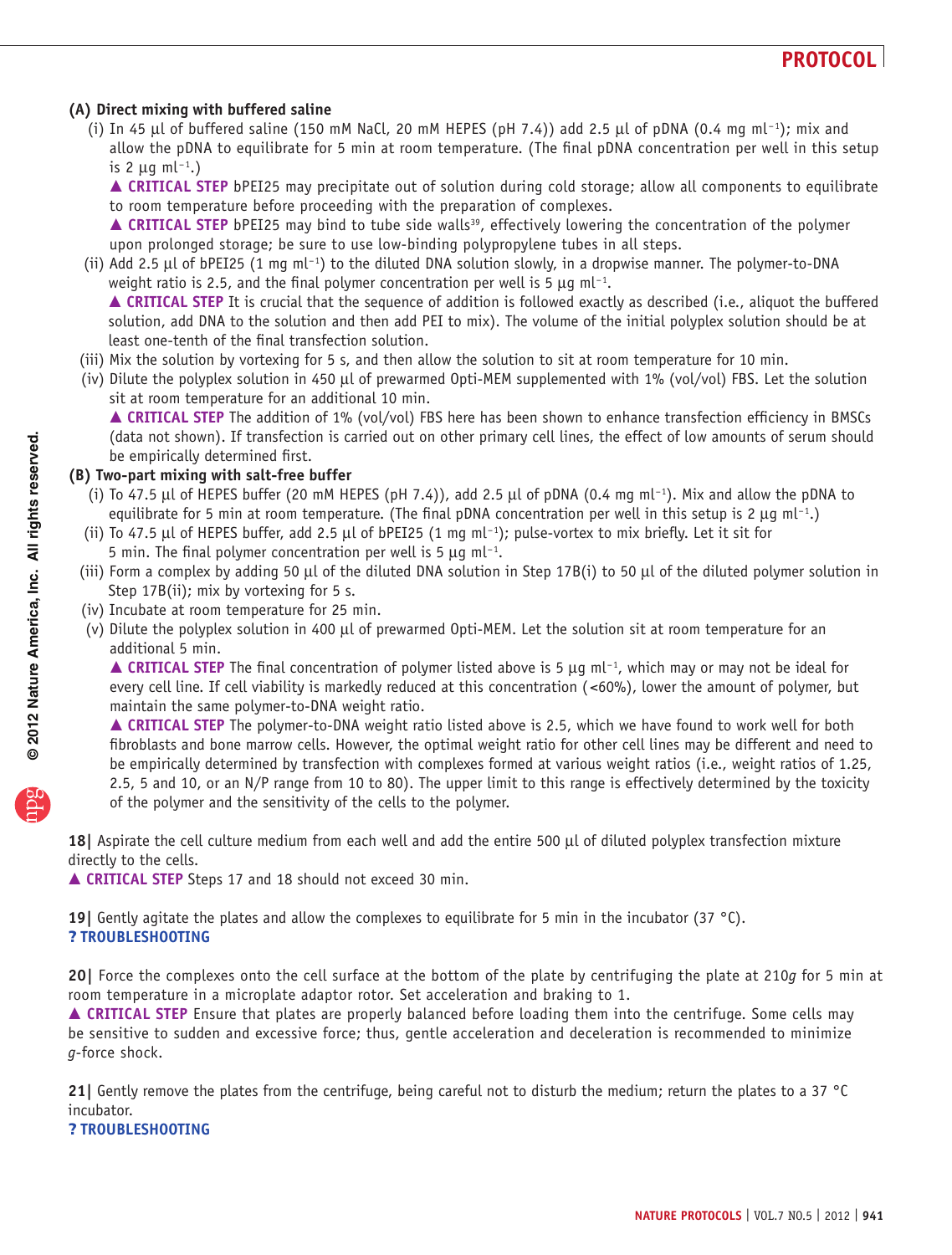**(A) Direct mixing with buffered saline**

(i) In 45 μl of buffered saline (150 mM NaCl, 20 mM HEPES (pH 7.4)) add 2.5 μl of pDNA (0.4 mg $ml^{-1}$); mix and allow the pDNA to equilibrate for 5 min at room temperature. (The final pDNA concentration per well in this setup is 2 μg $ml^{-1}$.)

▲ **CRITICAL STEP** bPEI25 may precipitate out of solution during cold storage; allow all components to equilibrate to room temperature before proceeding with the preparation of complexes.

▲ **CRITICAL STEP** bPEI25 may bind to tube side walls[39], effectively lowering the concentration of the polymer upon prolonged storage; be sure to use low-binding polypropylene tubes in all steps.

(ii) Add 2.5 μl of bPEI25 (1 mg $ml^{-1}$) to the diluted DNA solution slowly, in a dropwise manner. The polymer-to-DNA weight ratio is 2.5, and the final polymer concentration per well is 5 μg $ml^{-1}$.

▲ **CRITICAL STEP** It is crucial that the sequence of addition is followed exactly as described (i.e., aliquot the buffered solution, add DNA to the solution and then add PEI to mix). The volume of the initial polyplex solution should be at least one-tenth of the final transfection solution.

(iii) Mix the solution by vortexing for 5 s, and then allow the solution to sit at room temperature for 10 min.

(iv) Dilute the polyplex solution in 450 μl of prewarmed Opti-MEM supplemented with 1% (vol/vol) FBS. Let the solution sit at room temperature for an additional 10 min.

▲ **CRITICAL STEP** The addition of 1% (vol/vol) FBS here has been shown to enhance transfection efficiency in BMSCs (data not shown). If transfection is carried out on other primary cell lines, the effect of low amounts of serum should be empirically determined first.

**(B) Two-part mixing with salt-free buffer**

(i) To 47.5 μl of HEPES buffer (20 mM HEPES (pH 7.4)), add 2.5 μl of pDNA (0.4 mg $ml^{-1}$). Mix and allow the pDNA to equilibrate for 5 min at room temperature. (The final pDNA concentration per well in this setup is 2 μg $ml^{-1}$.)

(ii) To 47.5 μl of HEPES buffer, add 2.5 μl of bPEI25 (1 mg $ml^{-1}$); pulse-vortex to mix briefly. Let it sit for 5 min. The final polymer concentration per well is 5 μg $ml^{-1}$.

(iii) Form a complex by adding 50 μl of the diluted DNA solution in Step 17B(i) to 50 μl of the diluted polymer solution in Step 17B(ii); mix by vortexing for 5 s.

(iv) Incubate at room temperature for 25 min.

(v) Dilute the polyplex solution in 400 μl of prewarmed Opti-MEM. Let the solution sit at room temperature for an additional 5 min.

▲ **CRITICAL STEP** The final concentration of polymer listed above is 5 μg $ml^{-1}$, which may or may not be ideal for every cell line. If cell viability is markedly reduced at this concentration (<60%), lower the amount of polymer, but maintain the same polymer-to-DNA weight ratio.

▲ **CRITICAL STEP** The polymer-to-DNA weight ratio listed above is 2.5, which we have found to work well for both fibroblasts and bone marrow cells. However, the optimal weight ratio for other cell lines may be different and need to be empirically determined by transfection with complexes formed at various weight ratios (i.e., weight ratios of 1.25, 2.5, 5 and 10, or an N/P range from 10 to 80). The upper limit to this range is effectively determined by the toxicity of the polymer and the sensitivity of the cells to the polymer.

**18|** Aspirate the cell culture medium from each well and add the entire 500 μl of diluted polyplex transfection mixture directly to the cells.

▲ **CRITICAL STEP** Steps 17 and 18 should not exceed 30 min.

**19|** Gently agitate the plates and allow the complexes to equilibrate for 5 min in the incubator (37 °C).

**? TROUBLESHOOTING**

**20|** Force the complexes onto the cell surface at the bottom of the plate by centrifuging the plate at 210*g* for 5 min at room temperature in a microplate adaptor rotor. Set acceleration and braking to 1.

▲ **CRITICAL STEP** Ensure that plates are properly balanced before loading them into the centrifuge. Some cells may be sensitive to sudden and excessive force; thus, gentle acceleration and deceleration is recommended to minimize *g*-force shock.

**21|** Gently remove the plates from the centrifuge, being careful not to disturb the medium; return the plates to a 37 °C incubator.

**? TROUBLESHOOTING**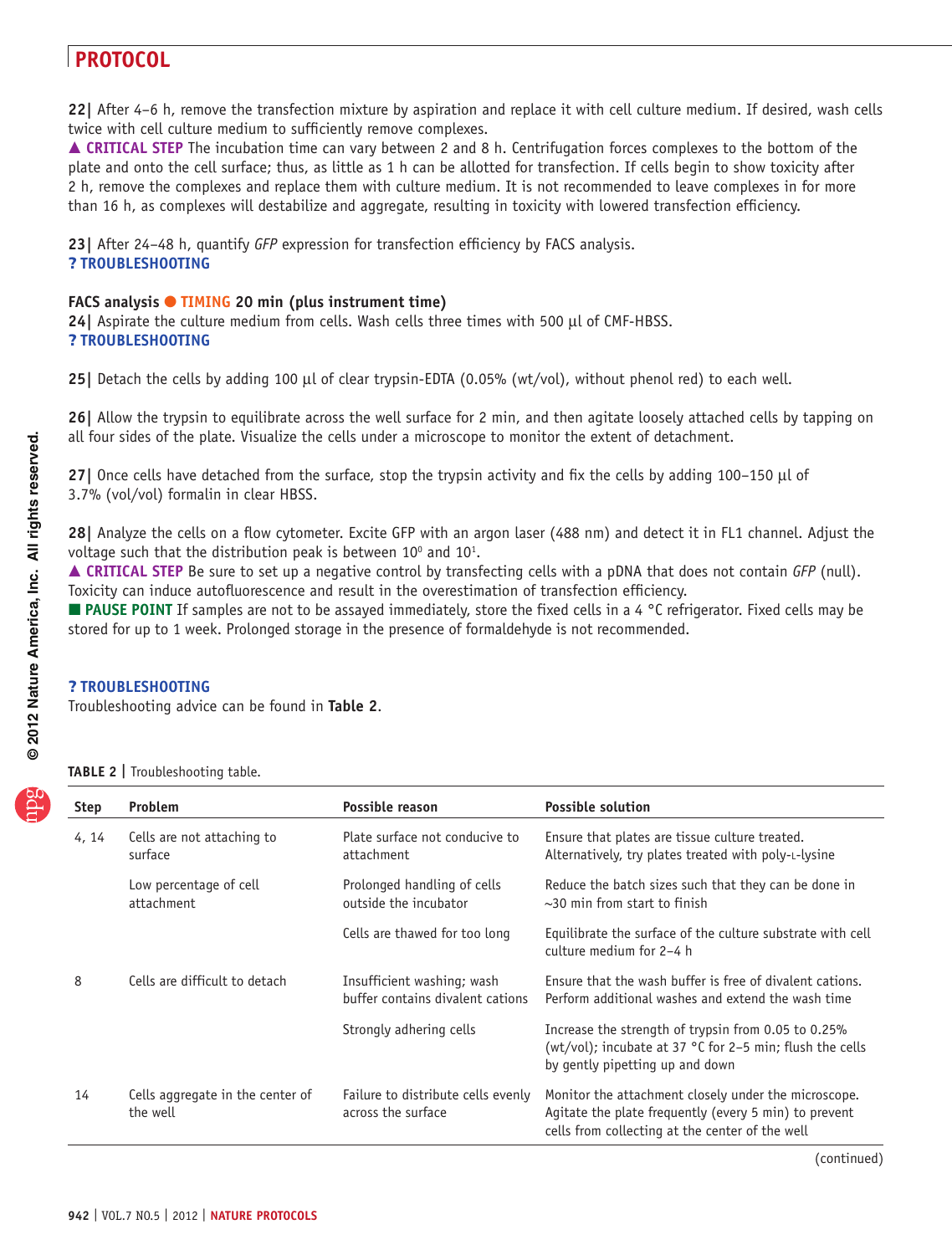**22|** After 4–6 h, remove the transfection mixture by aspiration and replace it with cell culture medium. If desired, wash cells twice with cell culture medium to sufficiently remove complexes.

▲ **CRITICAL STEP** The incubation time can vary between 2 and 8 h. Centrifugation forces complexes to the bottom of the plate and onto the cell surface; thus, as little as 1 h can be allotted for transfection. If cells begin to show toxicity after 2 h, remove the complexes and replace them with culture medium. It is not recommended to leave complexes in for more than 16 h, as complexes will destabilize and aggregate, resulting in toxicity with lowered transfection efficiency.

**23|** After 24–48 h, quantify *GFP* expression for transfection efficiency by FACS analysis.

**? TROUBLESHOOTING**

**FACS analysis ● TIMING 20 min (plus instrument time)**

**24|** Aspirate the culture medium from cells. Wash cells three times with 500 μl of CMF-HBSS.

**? TROUBLESHOOTING**

**25|** Detach the cells by adding 100 μl of clear trypsin-EDTA (0.05% (wt/vol), without phenol red) to each well.

**26|** Allow the trypsin to equilibrate across the well surface for 2 min, and then agitate loosely attached cells by tapping on all four sides of the plate. Visualize the cells under a microscope to monitor the extent of detachment.

**27|** Once cells have detached from the surface, stop the trypsin activity and fix the cells by adding 100–150 μl of 3.7% (vol/vol) formalin in clear HBSS.

**28|** Analyze the cells on a flow cytometer. Excite GFP with an argon laser (488 nm) and detect it in FL1 channel. Adjust the voltage such that the distribution peak is between $10^0$ and $10^1$.

▲ **CRITICAL STEP** Be sure to set up a negative control by transfecting cells with a pDNA that does not contain *GFP* (null). Toxicity can induce autofluorescence and result in the overestimation of transfection efficiency.

■ **PAUSE POINT** If samples are not to be assayed immediately, store the fixed cells in a 4 °C refrigerator. Fixed cells may be stored for up to 1 week. Prolonged storage in the presence of formaldehyde is not recommended.

**? TROUBLESHOOTING**

Troubleshooting advice can be found in **Table 2**.

**TABLE 2 |** Troubleshooting table.

| Step | Problem | Possible reason | Possible solution |
|---|---|---|---|
| 4, 14 | Cells are not attaching to surface | Plate surface not conducive to attachment | Ensure that plates are tissue culture treated. Alternatively, try plates treated with poly-L-lysine |
| | Low percentage of cell attachment | Prolonged handling of cells outside the incubator | Reduce the batch sizes such that they can be done in ~30 min from start to finish |
| | | Cells are thawed for too long | Equilibrate the surface of the culture substrate with cell culture medium for 2–4 h |
| 8 | Cells are difficult to detach | Insufficient washing; wash buffer contains divalent cations | Ensure that the wash buffer is free of divalent cations. Perform additional washes and extend the wash time |
| | | Strongly adhering cells | Increase the strength of trypsin from 0.05 to 0.25% (wt/vol); incubate at 37 °C for 2–5 min; flush the cells by gently pipetting up and down |
| 14 | Cells aggregate in the center of the well | Failure to distribute cells evenly across the surface | Monitor the attachment closely under the microscope. Agitate the plate frequently (every 5 min) to prevent cells from collecting at the center of the well |

(continued)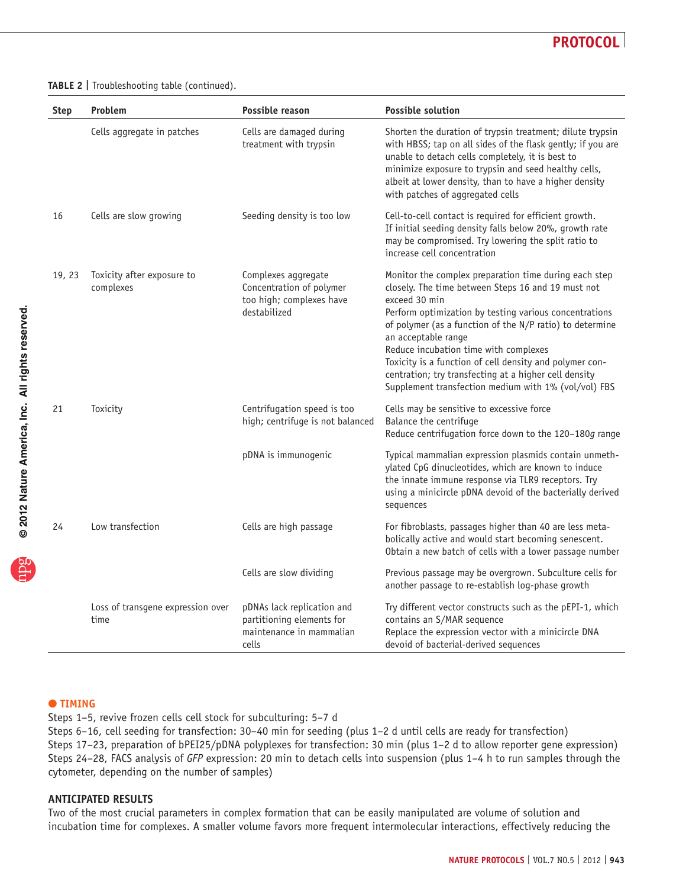**TABLE 2 |** Troubleshooting table (continued).

| Step | Problem | Possible reason | Possible solution |
|---|---|---|---|
| | Cells aggregate in patches | Cells are damaged during treatment with trypsin | Shorten the duration of trypsin treatment; dilute trypsin with HBSS; tap on all sides of the flask gently; if you are unable to detach cells completely, it is best to minimize exposure to trypsin and seed healthy cells, albeit at lower density, than to have a higher density with patches of aggregated cells |
| 16 | Cells are slow growing | Seeding density is too low | Cell-to-cell contact is required for efficient growth. If initial seeding density falls below 20%, growth rate may be compromised. Try lowering the split ratio to increase cell concentration |
| 19, 23 | Toxicity after exposure to complexes | Complexes aggregate<br>Concentration of polymer too high; complexes have destabilized | Monitor the complex preparation time during each step closely. The time between Steps 16 and 19 must not exceed 30 min<br>Perform optimization by testing various concentrations of polymer (as a function of the N/P ratio) to determine an acceptable range<br>Reduce incubation time with complexes<br>Toxicity is a function of cell density and polymer concentration; try transfecting at a higher cell density<br>Supplement transfection medium with 1% (vol/vol) FBS |
| 21 | Toxicity | Centrifugation speed is too high; centrifuge is not balanced | Cells may be sensitive to excessive force<br>Balance the centrifuge<br>Reduce centrifugation force down to the 120–180*g* range |
| | | pDNA is immunogenic | Typical mammalian expression plasmids contain unmethylated CpG dinucleotides, which are known to induce the innate immune response via TLR9 receptors. Try using a minicircle pDNA devoid of the bacterially derived sequences |
| 24 | Low transfection | Cells are high passage | For fibroblasts, passages higher than 40 are less metabolically active and would start becoming senescent. Obtain a new batch of cells with a lower passage number |
| | | Cells are slow dividing | Previous passage may be overgrown. Subculture cells for another passage to re-establish log-phase growth |
| | Loss of transgene expression over time | pDNAs lack replication and partitioning elements for maintenance in mammalian cells | Try different vector constructs such as the pEPI-1, which contains an S/MAR sequence<br>Replace the expression vector with a minicircle DNA devoid of bacterial-derived sequences |

## ● TIMING

Steps 1–5, revive frozen cells cell stock for subculturing: 5–7 d

Steps 6–16, cell seeding for transfection: 30–40 min for seeding (plus 1–2 d until cells are ready for transfection)

Steps 17–23, preparation of bPEI25/pDNA polyplexes for transfection: 30 min (plus 1–2 d to allow reporter gene expression)

Steps 24–28, FACS analysis of *GFP* expression: 20 min to detach cells into suspension (plus 1–4 h to run samples through the cytometer, depending on the number of samples)

## ANTICIPATED RESULTS

Two of the most crucial parameters in complex formation that can be easily manipulated are volume of solution and incubation time for complexes. A smaller volume favors more frequent intermolecular interactions, effectively reducing the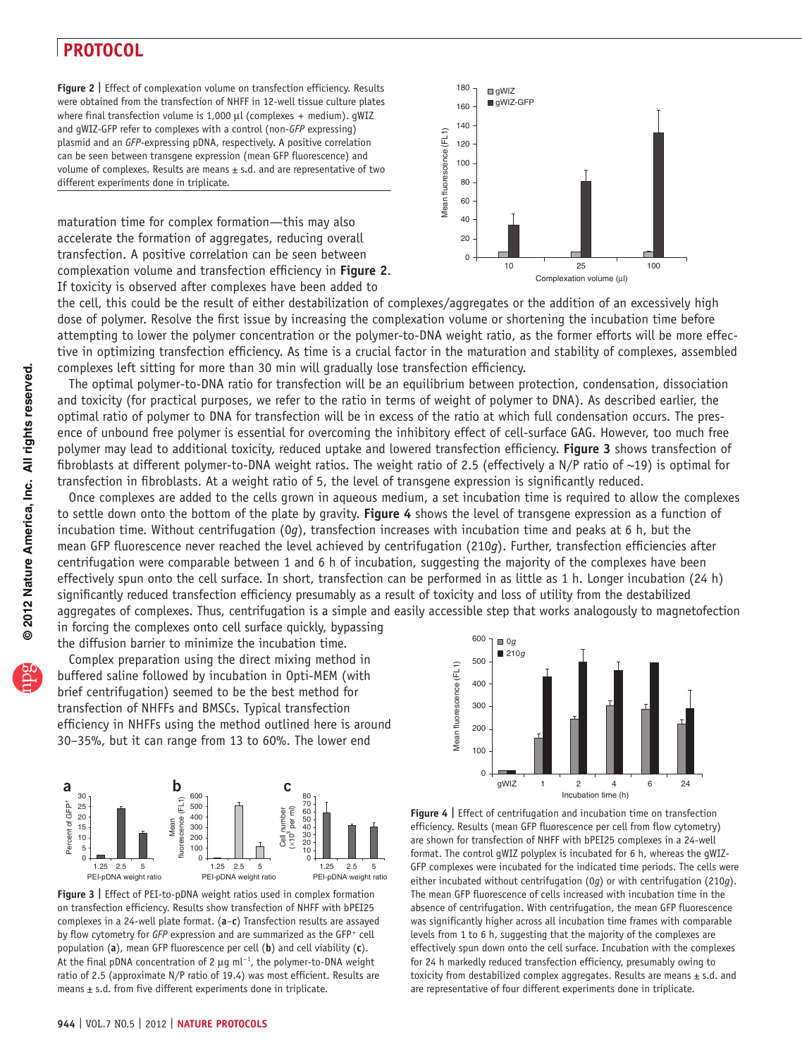Figure 2 | Effect of complexation volume on transfection efficiency. Results were obtained from the transfection of NHFF in 12-well tissue culture plates where final transfection volume is 1,000 µl (complexes + medium). gWIZ and gWIZ-GFP refer to complexes with a control (non-*GFP* expressing) plasmid and an *GFP*-expressing pDNA, respectively. A positive correlation can be seen between transgene expression (mean GFP fluorescence) and volume of complexes. Results are means ± s.d. and are representative of two different experiments done in triplicate.

maturation time for complex formation—this may also accelerate the formation of aggregates, reducing overall transfection. A positive correlation can be seen between complexation volume and transfection efficiency in **Figure 2**. If toxicity is observed after complexes have been added to the cell, this could be the result of either destabilization of complexes/aggregates or the addition of an excessively high dose of polymer. Resolve the first issue by increasing the complexation volume or shortening the incubation time before attempting to lower the polymer concentration or the polymer-to-DNA weight ratio, as the former efforts will be more effective in optimizing transfection efficiency. As time is a crucial factor in the maturation and stability of complexes, assembled complexes left sitting for more than 30 min will gradually lose transfection efficiency.

The optimal polymer-to-DNA ratio for transfection will be an equilibrium between protection, condensation, dissociation and toxicity (for practical purposes, we refer to the ratio in terms of weight of polymer to DNA). As described earlier, the optimal ratio of polymer to DNA for transfection will be in excess of the ratio at which full condensation occurs. The presence of unbound free polymer is essential for overcoming the inhibitory effect of cell-surface GAG. However, too much free polymer may lead to additional toxicity, reduced uptake and lowered transfection efficiency. **Figure 3** shows transfection of fibroblasts at different polymer-to-DNA weight ratios. The weight ratio of 2.5 (effectively a N/P ratio of ~19) is optimal for transfection in fibroblasts. At a weight ratio of 5, the level of transgene expression is significantly reduced.

Once complexes are added to the cells grown in aqueous medium, a set incubation time is required to allow the complexes to settle down onto the bottom of the plate by gravity. **Figure 4** shows the level of transgene expression as a function of incubation time. Without centrifugation (0*g*), transfection increases with incubation time and peaks at 6 h, but the mean GFP fluorescence never reached the level achieved by centrifugation (210*g*). Further, transfection efficiencies after centrifugation were comparable between 1 and 6 h of incubation, suggesting the majority of the complexes have been effectively spun onto the cell surface. In short, transfection can be performed in as little as 1 h. Longer incubation (24 h) significantly reduced transfection efficiency presumably as a result of toxicity and loss of utility from the destabilized aggregates of complexes. Thus, centrifugation is a simple and easily accessible step that works analogously to magnetofection in forcing the complexes onto cell surface quickly, bypassing the diffusion barrier to minimize the incubation time.

Complex preparation using the direct mixing method in buffered saline followed by incubation in Opti-MEM (with brief centrifugation) seemed to be the best method for transfection of NHFFs and BMSCs. Typical transfection efficiency in NHFFs using the method outlined here is around 30–35%, but it can range from 13 to 60%. The lower end

Figure 3 | Effect of PEI-to-pDNA weight ratios used in complex formation on transfection efficiency. Results show transfection of NHFF with bPEI25 complexes in a 24-well plate format. (**a**–**c**) Transfection results are assayed by flow cytometry for *GFP* expression and are summarized as the GFP⁺ cell population (**a**), mean GFP fluorescence per cell (**b**) and cell viability (**c**). At the final pDNA concentration of 2 µg ml$^{-1}$, the polymer-to-DNA weight ratio of 2.5 (approximate N/P ratio of 19.4) was most efficient. Results are means ± s.d. from five different experiments done in triplicate.

Figure 4 | Effect of centrifugation and incubation time on transfection efficiency. Results (mean GFP fluorescence per cell from flow cytometry) are shown for transfection of NHFF with bPEI25 complexes in a 24-well format. The control gWIZ polyplex is incubated for 6 h, whereas the gWIZ-GFP complexes were incubated for the indicated time periods. The cells were either incubated without centrifugation (0*g*) or with centrifugation (210*g*). The mean GFP fluorescence of cells increased with incubation time in the absence of centrifugation. With centrifugation, the mean GFP fluorescence was significantly higher across all incubation time frames with comparable levels from 1 to 6 h, suggesting that the majority of the complexes are effectively spun down onto the cell surface. Incubation with the complexes for 24 h markedly reduced transfection efficiency, presumably owing to toxicity from destabilized complex aggregates. Results are means ± s.d. and are representative of four different experiments done in triplicate.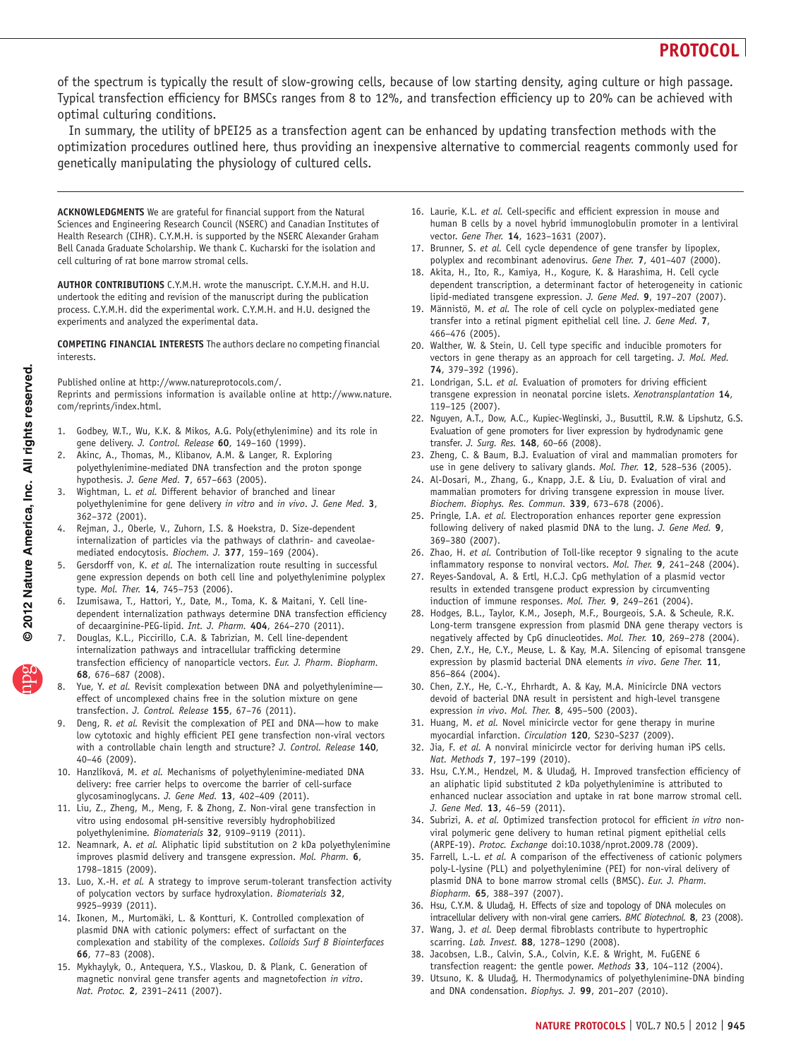of the spectrum is typically the result of slow-growing cells, because of low starting density, aging culture or high passage. Typical transfection efficiency for BMSCs ranges from 8 to 12%, and transfection efficiency up to 20% can be achieved with optimal culturing conditions.

In summary, the utility of bPEI25 as a transfection agent can be enhanced by updating transfection methods with the optimization procedures outlined here, thus providing an inexpensive alternative to commercial reagents commonly used for genetically manipulating the physiology of cultured cells.

**ACKNOWLEDGMENTS** We are grateful for financial support from the Natural Sciences and Engineering Research Council (NSERC) and Canadian Institutes of Health Research (CIHR). C.Y.M.H. is supported by the NSERC Alexander Graham Bell Canada Graduate Scholarship. We thank C. Kucharski for the isolation and cell culturing of rat bone marrow stromal cells.

**AUTHOR CONTRIBUTIONS** C.Y.M.H. wrote the manuscript. C.Y.M.H. and H.U. undertook the editing and revision of the manuscript during the publication process. C.Y.M.H. did the experimental work. C.Y.M.H. and H.U. designed the experiments and analyzed the experimental data.

**COMPETING FINANCIAL INTERESTS** The authors declare no competing financial interests.

Published online at http://www.natureprotocols.com/.
Reprints and permissions information is available online at http://www.nature.com/reprints/index.html.

1. Godbey, W.T., Wu, K.K. & Mikos, A.G. Poly(ethylenimine) and its role in gene delivery. *J. Control. Release* **60**, 149–160 (1999).
2. Akinc, A., Thomas, M., Klibanov, A.M. & Langer, R. Exploring polyethylenimine-mediated DNA transfection and the proton sponge hypothesis. *J. Gene Med.* **7**, 657–663 (2005).
3. Wightman, L. *et al.* Different behavior of branched and linear polyethylenimine for gene delivery *in vitro* and *in vivo*. *J. Gene Med.* **3**, 362–372 (2001).
4. Rejman, J., Oberle, V., Zuhorn, I.S. & Hoekstra, D. Size-dependent internalization of particles via the pathways of clathrin- and caveolae-mediated endocytosis. *Biochem. J.* **377**, 159–169 (2004).
5. Gersdorff von, K. *et al.* The internalization route resulting in successful gene expression depends on both cell line and polyethylenimine polyplex type. *Mol. Ther.* **14**, 745–753 (2006).
6. Izumisawa, T., Hattori, Y., Date, M., Toma, K. & Maitani, Y. Cell line-dependent internalization pathways determine DNA transfection efficiency of decaarginine-PEG-lipid. *Int. J. Pharm.* **404**, 264–270 (2011).
7. Douglas, K.L., Piccirillo, C.A. & Tabrizian, M. Cell line-dependent internalization pathways and intracellular trafficking determine transfection efficiency of nanoparticle vectors. *Eur. J. Pharm. Biopharm.* **68**, 676–687 (2008).
8. Yue, Y. *et al.* Revisit complexation between DNA and polyethylenimine—effect of uncomplexed chains free in the solution mixture on gene transfection. *J. Control. Release* **155**, 67–76 (2011).
9. Deng, R. *et al.* Revisit the complexation of PEI and DNA—how to make low cytotoxic and highly efficient PEI gene transfection non-viral vectors with a controllable chain length and structure? *J. Control. Release* **140**, 40–46 (2009).
10. Hanzlíková, M. *et al.* Mechanisms of polyethylenimine-mediated DNA delivery: free carrier helps to overcome the barrier of cell-surface glycosaminoglycans. *J. Gene Med.* **13**, 402–409 (2011).
11. Liu, Z., Zheng, M., Meng, F. & Zhong, Z. Non-viral gene transfection in vitro using endosomal pH-sensitive reversibly hydrophobilized polyethylenimine. *Biomaterials* **32**, 9109–9119 (2011).
12. Neamnark, A. *et al.* Aliphatic lipid substitution on 2 kDa polyethylenimine improves plasmid delivery and transgene expression. *Mol. Pharm.* **6**, 1798–1815 (2009).
13. Luo, X.-H. *et al.* A strategy to improve serum-tolerant transfection activity of polycation vectors by surface hydroxylation. *Biomaterials* **32**, 9925–9939 (2011).
14. Ikonen, M., Murtomäki, L. & Kontturi, K. Controlled complexation of plasmid DNA with cationic polymers: effect of surfactant on the complexation and stability of the complexes. *Colloids Surf B Biointerfaces* **66**, 77–83 (2008).
15. Mykhaylyk, O., Antequera, Y.S., Vlaskou, D. & Plank, C. Generation of magnetic nonviral gene transfer agents and magnetofection *in vitro*. *Nat. Protoc.* **2**, 2391–2411 (2007).
16. Laurie, K.L. *et al.* Cell-specific and efficient expression in mouse and human B cells by a novel hybrid immunoglobulin promoter in a lentiviral vector. *Gene Ther.* **14**, 1623–1631 (2007).
17. Brunner, S. *et al.* Cell cycle dependence of gene transfer by lipoplex, polyplex and recombinant adenovirus. *Gene Ther.* **7**, 401–407 (2000).
18. Akita, H., Ito, R., Kamiya, H., Kogure, K. & Harashima, H. Cell cycle dependent transcription, a determinant factor of heterogeneity in cationic lipid-mediated transgene expression. *J. Gene Med.* **9**, 197–207 (2007).
19. Männistö, M. *et al.* The role of cell cycle on polyplex-mediated gene transfer into a retinal pigment epithelial cell line. *J. Gene Med.* **7**, 466–476 (2005).
20. Walther, W. & Stein, U. Cell type specific and inducible promoters for vectors in gene therapy as an approach for cell targeting. *J. Mol. Med.* **74**, 379–392 (1996).
21. Londrigan, S.L. *et al.* Evaluation of promoters for driving efficient transgene expression in neonatal porcine islets. *Xenotransplantation* **14**, 119–125 (2007).
22. Nguyen, A.T., Dow, A.C., Kupiec-Weglinski, J., Busuttil, R.W. & Lipshutz, G.S. Evaluation of gene promoters for liver expression by hydrodynamic gene transfer. *J. Surg. Res.* **148**, 60–66 (2008).
23. Zheng, C. & Baum, B.J. Evaluation of viral and mammalian promoters for use in gene delivery to salivary glands. *Mol. Ther.* **12**, 528–536 (2005).
24. Al-Dosari, M., Zhang, G., Knapp, J.E. & Liu, D. Evaluation of viral and mammalian promoters for driving transgene expression in mouse liver. *Biochem. Biophys. Res. Commun.* **339**, 673–678 (2006).
25. Pringle, I.A. *et al.* Electroporation enhances reporter gene expression following delivery of naked plasmid DNA to the lung. *J. Gene Med.* **9**, 369–380 (2007).
26. Zhao, H. *et al.* Contribution of Toll-like receptor 9 signaling to the acute inflammatory response to nonviral vectors. *Mol. Ther.* **9**, 241–248 (2004).
27. Reyes-Sandoval, A. & Ertl, H.C.J. CpG methylation of a plasmid vector results in extended transgene product expression by circumventing induction of immune responses. *Mol. Ther.* **9**, 249–261 (2004).
28. Hodges, B.L., Taylor, K.M., Joseph, M.F., Bourgeois, S.A. & Scheule, R.K. Long-term transgene expression from plasmid DNA gene therapy vectors is negatively affected by CpG dinucleotides. *Mol. Ther.* **10**, 269–278 (2004).
29. Chen, Z.Y., He, C.Y., Meuse, L. & Kay, M.A. Silencing of episomal transgene expression by plasmid bacterial DNA elements *in vivo*. *Gene Ther.* **11**, 856–864 (2004).
30. Chen, Z.Y., He, C.-Y., Ehrhardt, A. & Kay, M.A. Minicircle DNA vectors devoid of bacterial DNA result in persistent and high-level transgene expression *in vivo*. *Mol. Ther.* **8**, 495–500 (2003).
31. Huang, M. *et al.* Novel minicircle vector for gene therapy in murine myocardial infarction. *Circulation* **120**, S230–S237 (2009).
32. Jia, F. *et al.* A nonviral minicircle vector for deriving human iPS cells. *Nat. Methods* **7**, 197–199 (2010).
33. Hsu, C.Y.M., Hendzel, M. & Uludağ, H. Improved transfection efficiency of an aliphatic lipid substituted 2 kDa polyethylenimine is attributed to enhanced nuclear association and uptake in rat bone marrow stromal cell. *J. Gene Med.* **13**, 46–59 (2011).
34. Subrizi, A. *et al.* Optimized transfection protocol for efficient *in vitro* non-viral polymeric gene delivery to human retinal pigment epithelial cells (ARPE-19). *Protoc. Exchange* doi:10.1038/nprot.2009.78 (2009).
35. Farrell, L.-L. *et al.* A comparison of the effectiveness of cationic polymers poly-L-lysine (PLL) and polyethylenimine (PEI) for non-viral delivery of plasmid DNA to bone marrow stromal cells (BMSC). *Eur. J. Pharm. Biopharm.* **65**, 388–397 (2007).
36. Hsu, C.Y.M. & Uludağ, H. Effects of size and topology of DNA molecules on intracellular delivery with non-viral gene carriers. *BMC Biotechnol.* **8**, 23 (2008).
37. Wang, J. *et al.* Deep dermal fibroblasts contribute to hypertrophic scarring. *Lab. Invest.* **88**, 1278–1290 (2008).
38. Jacobsen, L.B., Calvin, S.A., Colvin, K.E. & Wright, M. FuGENE 6 transfection reagent: the gentle power. *Methods* **33**, 104–112 (2004).
39. Utsuno, K. & Uludağ, H. Thermodynamics of polyethylenimine-DNA binding and DNA condensation. *Biophys. J.* **99**, 201–207 (2010).